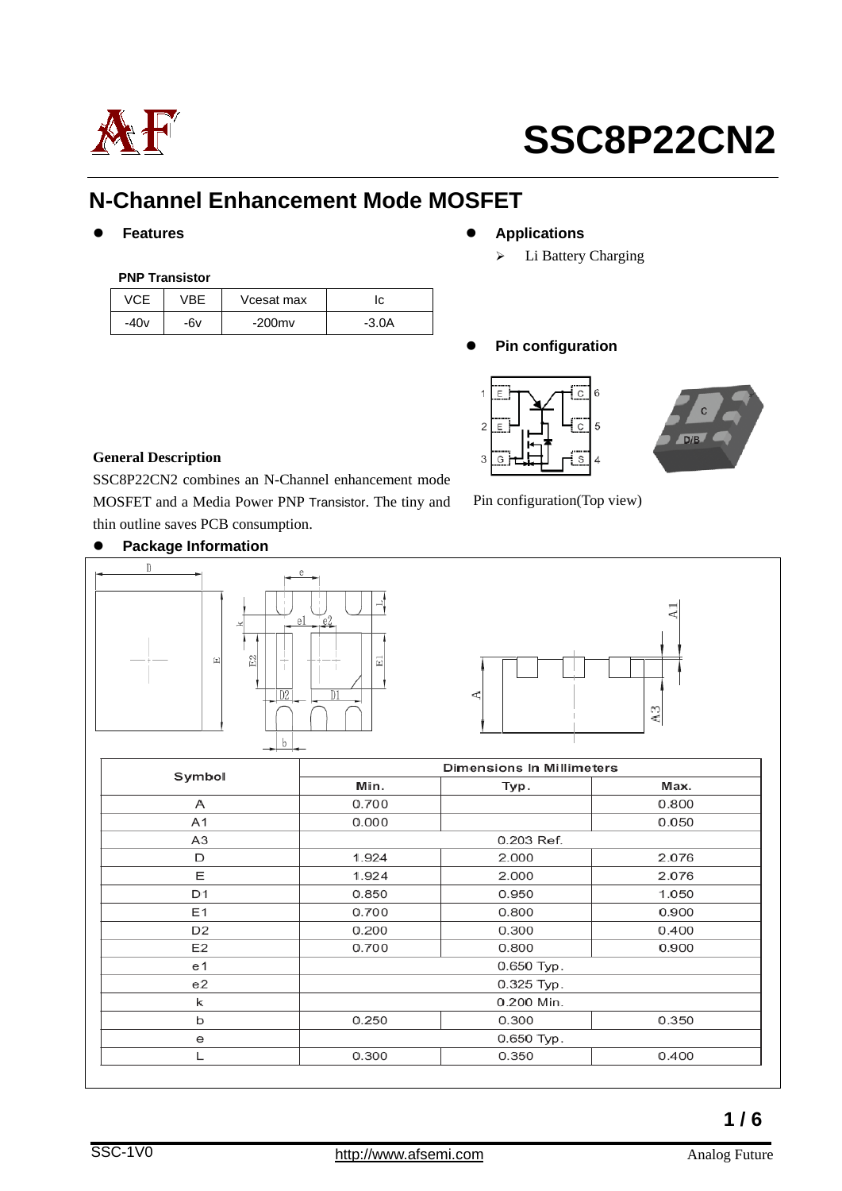# SSC8P22CN2

## N-Channel Enhancement Mode MOSFET

- **Features**

**PNP Transistor**

| VCE | VBE | Vcesat max | Ic |
|---|---|---|---|
| -40v | -6v | -200mv | -3.0A |

- **Applications**
  - Li Battery Charging

- **Pin configuration**

Pin configuration(Top view)

**General Description**

SSC8P22CN2 combines an N-Channel enhancement mode MOSFET and a Media Power PNP Transistor. The tiny and thin outline saves PCB consumption.

- **Package Information**

| Symbol | Dimensions In Millimeters | | |
|---|---|---|---|
| | Min. | Typ. | Max. |
| A | 0.700 | | 0.800 |
| A1 | 0.000 | | 0.050 |
| A3 | 0.203 Ref. | | |
| D | 1.924 | 2.000 | 2.076 |
| E | 1.924 | 2.000 | 2.076 |
| D1 | 0.850 | 0.950 | 1.050 |
| E1 | 0.700 | 0.800 | 0.900 |
| D2 | 0.200 | 0.300 | 0.400 |
| E2 | 0.700 | 0.800 | 0.900 |
| e1 | 0.650 Typ. | | |
| e2 | 0.325 Typ. | | |
| k | 0.200 Min. | | |
| b | 0.250 | 0.300 | 0.350 |
| e | 0.650 Typ. | | |
| L | 0.300 | 0.350 | 0.400 |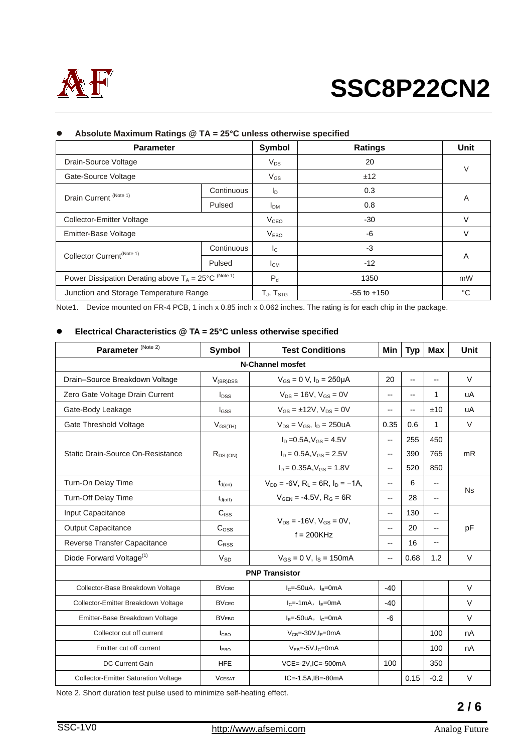# SSC8P22CN2

- **Absolute Maximum Ratings @ TA = 25°C unless otherwise specified**

| Parameter | | Symbol | Ratings | Unit |
|---|---|---|---|---|
| Drain-Source Voltage | | $V_{DS}$ | 20 | V |
| Gate-Source Voltage | | $V_{GS}$ | ±12 | |
| Drain Current (Note 1) | Continuous | $I_D$ | 0.3 | A |
| | Pulsed | $I_{DM}$ | 0.8 | |
| Collector-Emitter Voltage | | $V_{CEO}$ | -30 | V |
| Emitter-Base Voltage | | $V_{EBO}$ | -6 | V |
| Collector Current(Note 1) | Continuous | $I_C$ | -3 | A |
| | Pulsed | $I_{CM}$ | -12 | |
| Power Dissipation Derating above $T_A$ = 25°C (Note 1) | | $P_d$ | 1350 | mW |
| Junction and Storage Temperature Range | | $T_J$, $T_{STG}$ | -55 to +150 | °C |

Note1. Device mounted on FR-4 PCB, 1 inch x 0.85 inch x 0.062 inches. The rating is for each chip in the package.

- **Electrical Characteristics @ TA = 25°C unless otherwise specified**

| Parameter (Note 2) | Symbol | Test Conditions | Min | Typ | Max | Unit |
|---|---|---|---|---|---|---|
| **N-Channel mosfet** | | | | | | |
| Drain–Source Breakdown Voltage | $V_{(BR)DSS}$ | $V_{GS}$ = 0 V, $I_D$ = 250μA | 20 | -- | -- | V |
| Zero Gate Voltage Drain Current | $I_{DSS}$ | $V_{DS}$ = 16V, $V_{GS}$ = 0V | -- | -- | 1 | uA |
| Gate-Body Leakage | $I_{GSS}$ | $V_{GS}$ = ±12V, $V_{DS}$ = 0V | -- | -- | ±10 | uA |
| Gate Threshold Voltage | $V_{GS(TH)}$ | $V_{DS}$ = $V_{GS}$, $I_D$ = 250uA | 0.35 | 0.6 | 1 | V |
| Static Drain-Source On-Resistance | $R_{DS(ON)}$ | $I_D$ =0.5A, $V_{GS}$ = 4.5V | -- | 255 | 450 | mR |
| | | $I_D$ = 0.5A, $V_{GS}$ = 2.5V | -- | 390 | 765 | |
| | | $I_D$ = 0.35A, $V_{GS}$ = 1.8V | -- | 520 | 850 | |
| Turn-On Delay Time | $t_{d(on)}$ | $V_{DD}$ = -6V, $R_L$ = 6R, $I_D$ = −1A, $V_{GEN}$ = -4.5V, $R_G$ = 6R | -- | 6 | -- | Ns |
| Turn-Off Delay Time | $t_{d(off)}$ | | -- | 28 | -- | |
| Input Capacitance | $C_{ISS}$ | $V_{DS}$ = -16V, $V_{GS}$ = 0V, f = 200KHz | -- | 130 | -- | pF |
| Output Capacitance | $C_{OSS}$ | | -- | 20 | -- | |
| Reverse Transfer Capacitance | $C_{RSS}$ | | -- | 16 | -- | |
| Diode Forward Voltage(1) | $V_{SD}$ | $V_{GS}$ = 0 V, $I_S$ = 150mA | -- | 0.68 | 1.2 | V |
| **PNP Transistor** | | | | | | |
| Collector-Base Breakdown Voltage | $BV_{CBO}$ | $I_C$=-50uA, $I_B$=0mA | -40 | | | V |
| Collector-Emitter Breakdown Voltage | $BV_{CEO}$ | $I_C$=-1mA, $I_E$=0mA | -40 | | | V |
| Emitter-Base Breakdown Voltage | $BV_{EBO}$ | $I_E$=-50uA, $I_C$=0mA | -6 | | | V |
| Collector cut off current | $I_{CBO}$ | $V_{CB}$=-30V, $I_E$=0mA | | | 100 | nA |
| Emitter cut off current | $I_{EBO}$ | $V_{EB}$=-5V, $I_C$=0mA | | | 100 | nA |
| DC Current Gain | HFE | VCE=-2V,IC=-500mA | 100 | | 350 | |
| Collector-Emitter Saturation Voltage | $V_{CESAT}$ | IC=-1.5A,IB=-80mA | | 0.15 | -0.2 | V |

Note 2. Short duration test pulse used to minimize self-heating effect.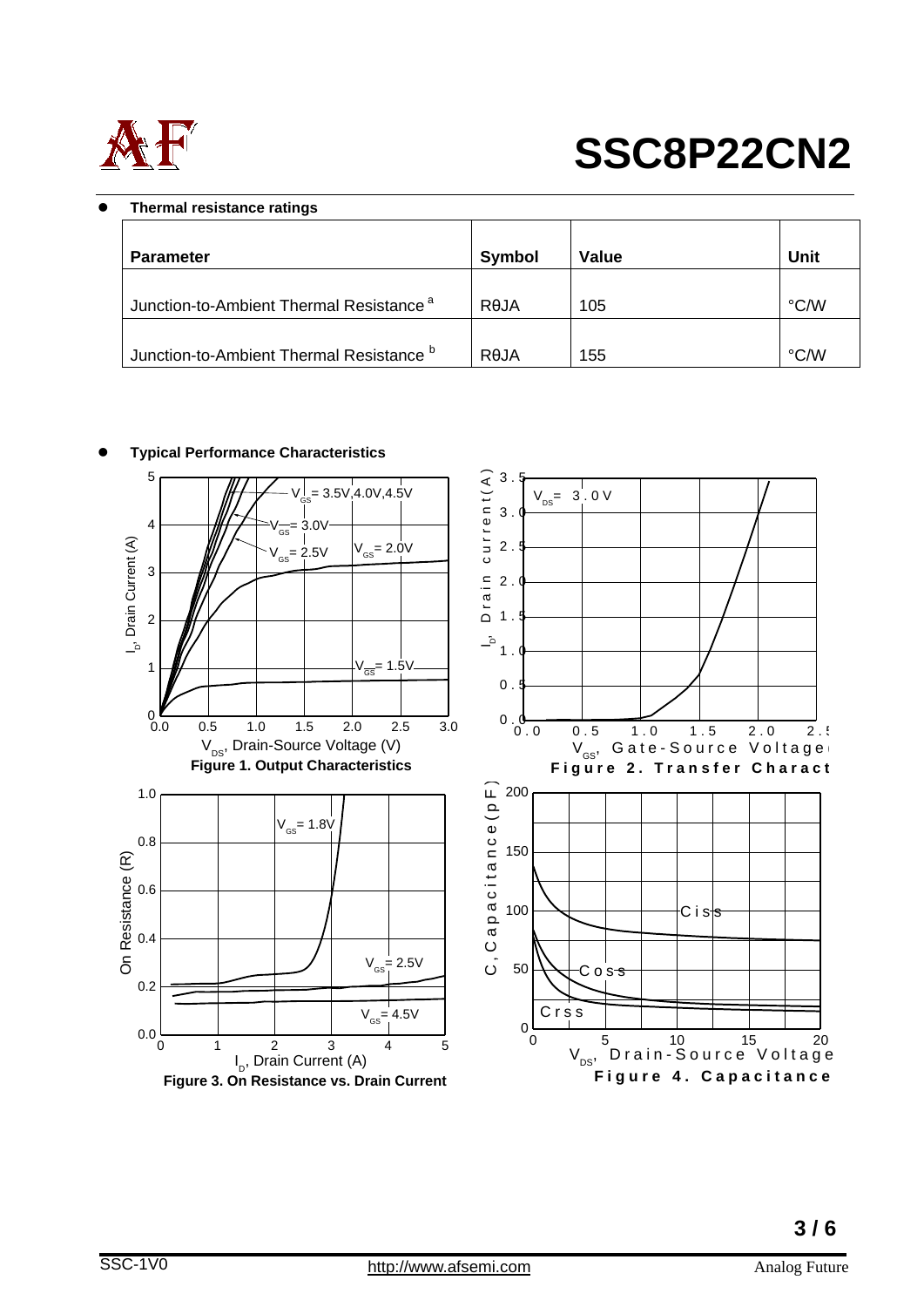- **Thermal resistance ratings**

| Parameter | Symbol | Value | Unit |
|---|---|---|---|
| Junction-to-Ambient Thermal Resistance [a] | RθJA | 105 | °C/W |
| Junction-to-Ambient Thermal Resistance [b] | RθJA | 155 | °C/W |

- **Typical Performance Characteristics**

**Figure 1. Output Characteristics**

**Figure 2. Transfer Characteristics**

**Figure 3. On Resistance vs. Drain Current**

**Figure 4. Capacitance**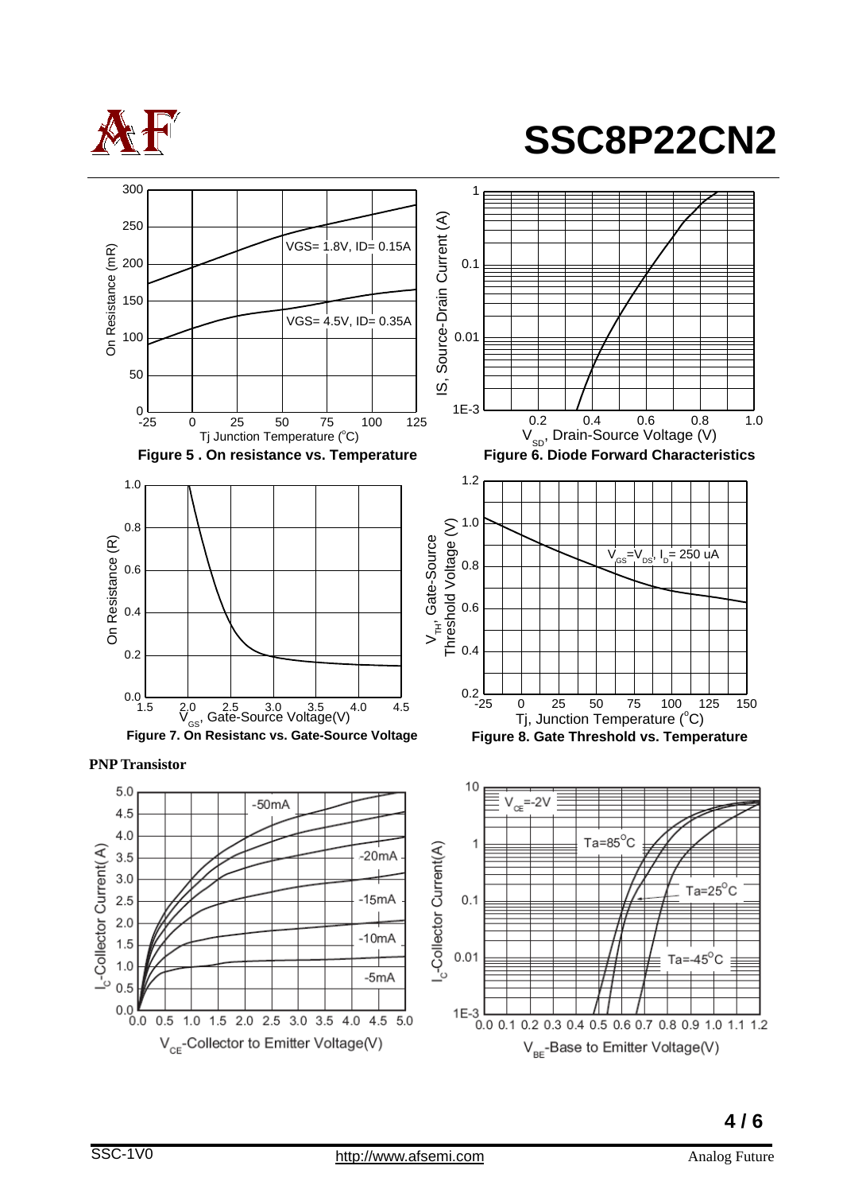# SSC8P22CN2

Figure 5 . On resistance vs. Temperature

Figure 6. Diode Forward Characteristics

Figure 7. On Resistanc vs. Gate-Source Voltage

Figure 8. Gate Threshold vs. Temperature

**PNP Transistor**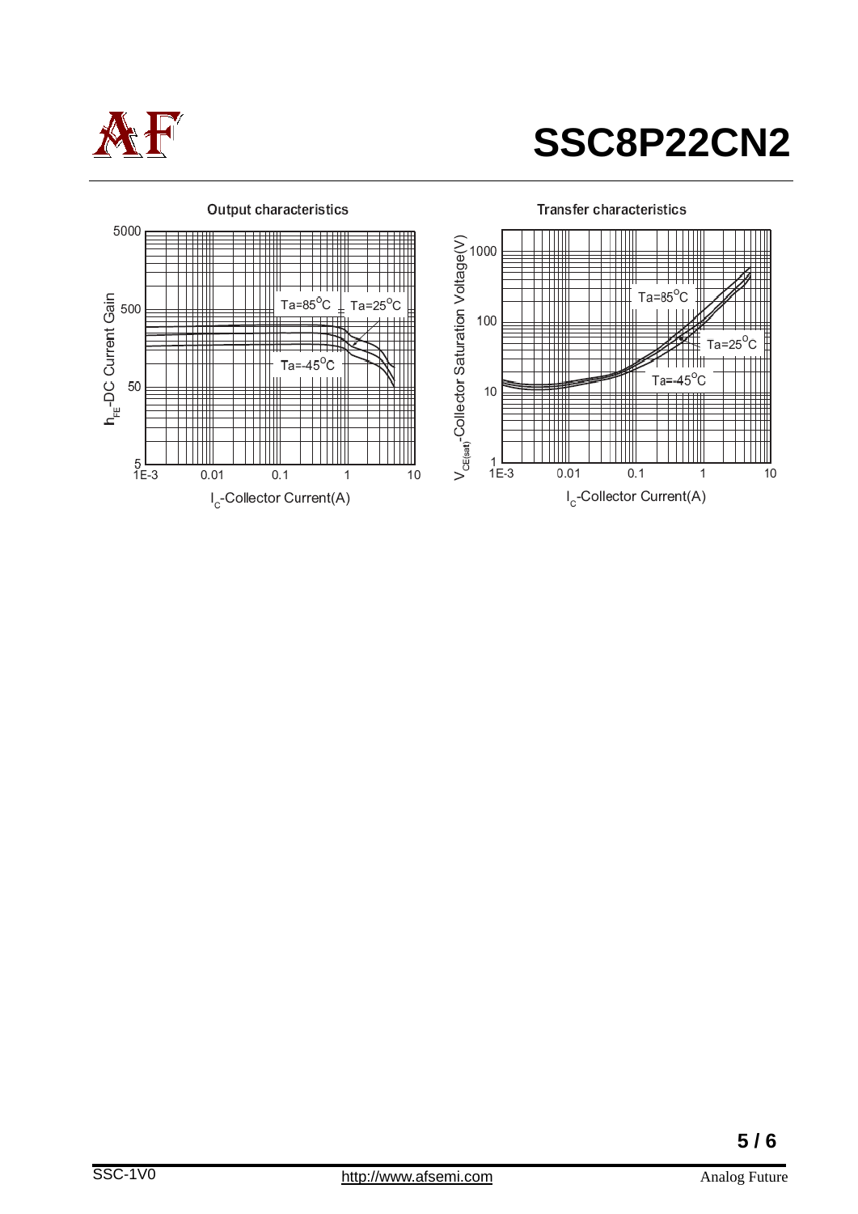Output characteristics

$h_{FE}$-DC Current Gain

Ta=85°C | Ta=25°C | Ta=-45°C

$I_C$-Collector Current(A)

Transfer characteristics

$V_{CE(sat)}$-Collector Saturation Voltage(V)

Ta=85°C | Ta=25°C | Ta=-45°C

$I_C$-Collector Current(A)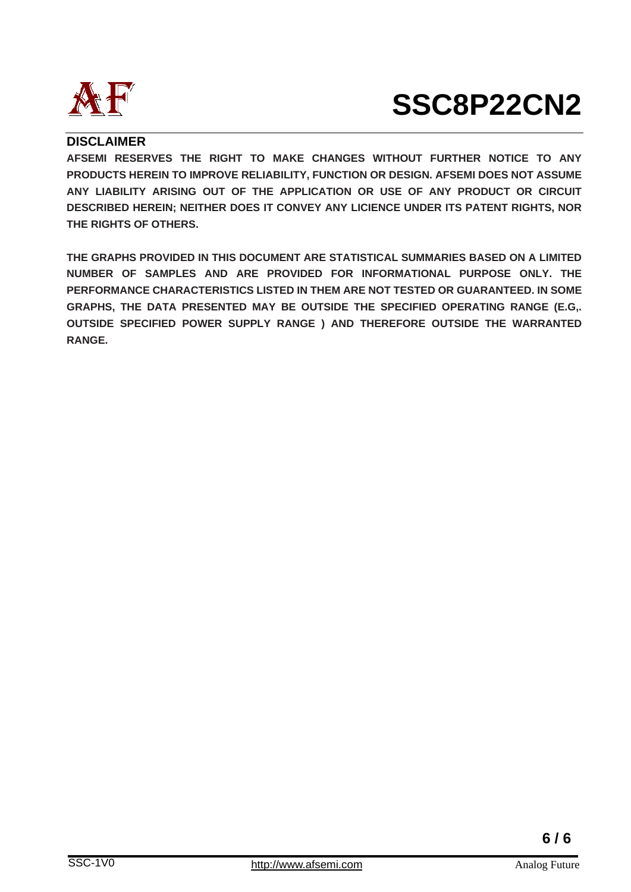## DISCLAIMER

**AFSEMI RESERVES THE RIGHT TO MAKE CHANGES WITHOUT FURTHER NOTICE TO ANY PRODUCTS HEREIN TO IMPROVE RELIABILITY, FUNCTION OR DESIGN. AFSEMI DOES NOT ASSUME ANY LIABILITY ARISING OUT OF THE APPLICATION OR USE OF ANY PRODUCT OR CIRCUIT DESCRIBED HEREIN; NEITHER DOES IT CONVEY ANY LICIENCE UNDER ITS PATENT RIGHTS, NOR THE RIGHTS OF OTHERS.**

**THE GRAPHS PROVIDED IN THIS DOCUMENT ARE STATISTICAL SUMMARIES BASED ON A LIMITED NUMBER OF SAMPLES AND ARE PROVIDED FOR INFORMATIONAL PURPOSE ONLY. THE PERFORMANCE CHARACTERISTICS LISTED IN THEM ARE NOT TESTED OR GUARANTEED. IN SOME GRAPHS, THE DATA PRESENTED MAY BE OUTSIDE THE SPECIFIED OPERATING RANGE (E.G,. OUTSIDE SPECIFIED POWER SUPPLY RANGE ) AND THEREFORE OUTSIDE THE WARRANTED RANGE.**